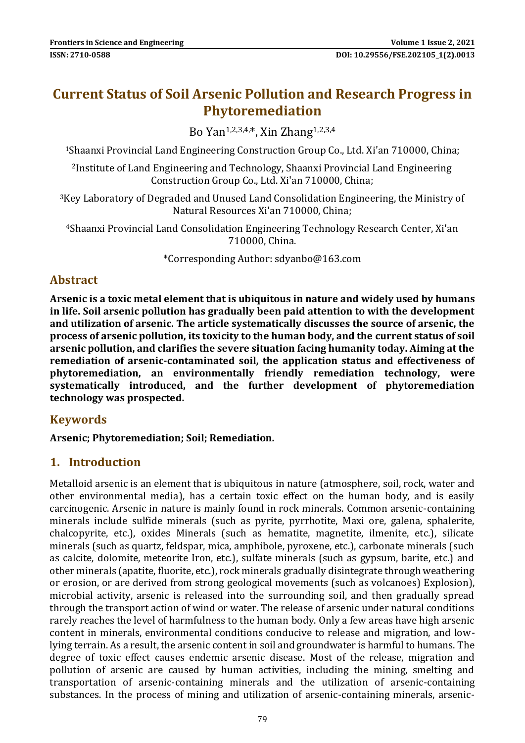# Current Status of Soil Arsenic Pollution and Research Progress in Phytoremediation

Bo Yan[1,2,3,4,*], Xin Zhang[1,2,3,4]

[1]Shaanxi Provincial Land Engineering Construction Group Co., Ltd. Xi'an 710000, China;

[2]Institute of Land Engineering and Technology, Shaanxi Provincial Land Engineering Construction Group Co., Ltd. Xi'an 710000, China;

[3]Key Laboratory of Degraded and Unused Land Consolidation Engineering, the Ministry of Natural Resources Xi'an 710000, China;

[4]Shaanxi Provincial Land Consolidation Engineering Technology Research Center, Xi'an 710000, China.

*Corresponding Author: sdyanbo@163.com

## Abstract

**Arsenic is a toxic metal element that is ubiquitous in nature and widely used by humans in life. Soil arsenic pollution has gradually been paid attention to with the development and utilization of arsenic. The article systematically discusses the source of arsenic, the process of arsenic pollution, its toxicity to the human body, and the current status of soil arsenic pollution, and clarifies the severe situation facing humanity today. Aiming at the remediation of arsenic-contaminated soil, the application status and effectiveness of phytoremediation, an environmentally friendly remediation technology, were systematically introduced, and the further development of phytoremediation technology was prospected.**

## Keywords

**Arsenic; Phytoremediation; Soil; Remediation.**

## 1. Introduction

Metalloid arsenic is an element that is ubiquitous in nature (atmosphere, soil, rock, water and other environmental media), has a certain toxic effect on the human body, and is easily carcinogenic. Arsenic in nature is mainly found in rock minerals. Common arsenic-containing minerals include sulfide minerals (such as pyrite, pyrrhotite, Maxi ore, galena, sphalerite, chalcopyrite, etc.), oxides Minerals (such as hematite, magnetite, ilmenite, etc.), silicate minerals (such as quartz, feldspar, mica, amphibole, pyroxene, etc.), carbonate minerals (such as calcite, dolomite, meteorite Iron, etc.), sulfate minerals (such as gypsum, barite, etc.) and other minerals (apatite, fluorite, etc.), rock minerals gradually disintegrate through weathering or erosion, or are derived from strong geological movements (such as volcanoes) Explosion), microbial activity, arsenic is released into the surrounding soil, and then gradually spread through the transport action of wind or water. The release of arsenic under natural conditions rarely reaches the level of harmfulness to the human body. Only a few areas have high arsenic content in minerals, environmental conditions conducive to release and migration, and low-lying terrain. As a result, the arsenic content in soil and groundwater is harmful to humans. The degree of toxic effect causes endemic arsenic disease. Most of the release, migration and pollution of arsenic are caused by human activities, including the mining, smelting and transportation of arsenic-containing minerals and the utilization of arsenic-containing substances. In the process of mining and utilization of arsenic-containing minerals, arsenic-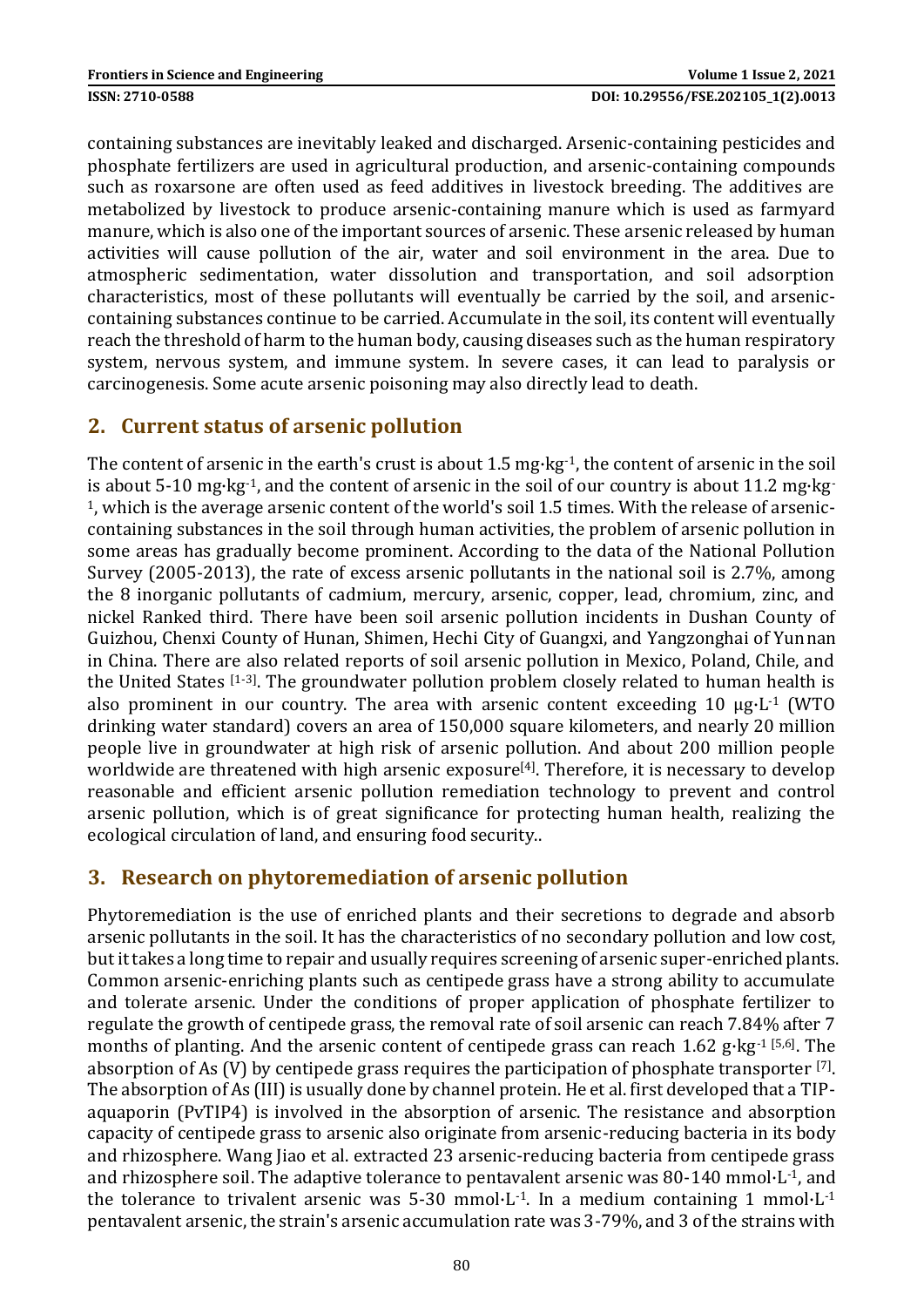containing substances are inevitably leaked and discharged. Arsenic-containing pesticides and phosphate fertilizers are used in agricultural production, and arsenic-containing compounds such as roxarsone are often used as feed additives in livestock breeding. The additives are metabolized by livestock to produce arsenic-containing manure which is used as farmyard manure, which is also one of the important sources of arsenic. These arsenic released by human activities will cause pollution of the air, water and soil environment in the area. Due to atmospheric sedimentation, water dissolution and transportation, and soil adsorption characteristics, most of these pollutants will eventually be carried by the soil, and arsenic-containing substances continue to be carried. Accumulate in the soil, its content will eventually reach the threshold of harm to the human body, causing diseases such as the human respiratory system, nervous system, and immune system. In severe cases, it can lead to paralysis or carcinogenesis. Some acute arsenic poisoning may also directly lead to death.

## 2. Current status of arsenic pollution

The content of arsenic in the earth's crust is about 1.5 $mg \cdot kg^{-1}$, the content of arsenic in the soil is about 5-10 $mg \cdot kg^{-1}$, and the content of arsenic in the soil of our country is about 11.2 $mg \cdot kg^{-1}$, which is the average arsenic content of the world's soil 1.5 times. With the release of arsenic-containing substances in the soil through human activities, the problem of arsenic pollution in some areas has gradually become prominent. According to the data of the National Pollution Survey (2005-2013), the rate of excess arsenic pollutants in the national soil is 2.7%, among the 8 inorganic pollutants of cadmium, mercury, arsenic, copper, lead, chromium, zinc, and nickel Ranked third. There have been soil arsenic pollution incidents in Dushan County of Guizhou, Chenxi County of Hunan, Shimen, Hechi City of Guangxi, and Yangzonghai of Yunnan in China. There are also related reports of soil arsenic pollution in Mexico, Poland, Chile, and the United States [1-3]. The groundwater pollution problem closely related to human health is also prominent in our country. The area with arsenic content exceeding 10 $\mu g \cdot L^{-1}$ (WTO drinking water standard) covers an area of 150,000 square kilometers, and nearly 20 million people live in groundwater at high risk of arsenic pollution. And about 200 million people worldwide are threatened with high arsenic exposure[4]. Therefore, it is necessary to develop reasonable and efficient arsenic pollution remediation technology to prevent and control arsenic pollution, which is of great significance for protecting human health, realizing the ecological circulation of land, and ensuring food security..

## 3. Research on phytoremediation of arsenic pollution

Phytoremediation is the use of enriched plants and their secretions to degrade and absorb arsenic pollutants in the soil. It has the characteristics of no secondary pollution and low cost, but it takes a long time to repair and usually requires screening of arsenic super-enriched plants. Common arsenic-enriching plants such as centipede grass have a strong ability to accumulate and tolerate arsenic. Under the conditions of proper application of phosphate fertilizer to regulate the growth of centipede grass, the removal rate of soil arsenic can reach 7.84% after 7 months of planting. And the arsenic content of centipede grass can reach 1.62 $g \cdot kg^{-1}$ [5,6]. The absorption of As (V) by centipede grass requires the participation of phosphate transporter [7]. The absorption of As (III) is usually done by channel protein. He et al. first developed that a TIP-aquaporin (PvTIP4) is involved in the absorption of arsenic. The resistance and absorption capacity of centipede grass to arsenic also originate from arsenic-reducing bacteria in its body and rhizosphere. Wang Jiao et al. extracted 23 arsenic-reducing bacteria from centipede grass and rhizosphere soil. The adaptive tolerance to pentavalent arsenic was 80-140 $mmol \cdot L^{-1}$, and the tolerance to trivalent arsenic was 5-30 $mmol \cdot L^{-1}$. In a medium containing 1 $mmol \cdot L^{-1}$ pentavalent arsenic, the strain's arsenic accumulation rate was 3-79%, and 3 of the strains with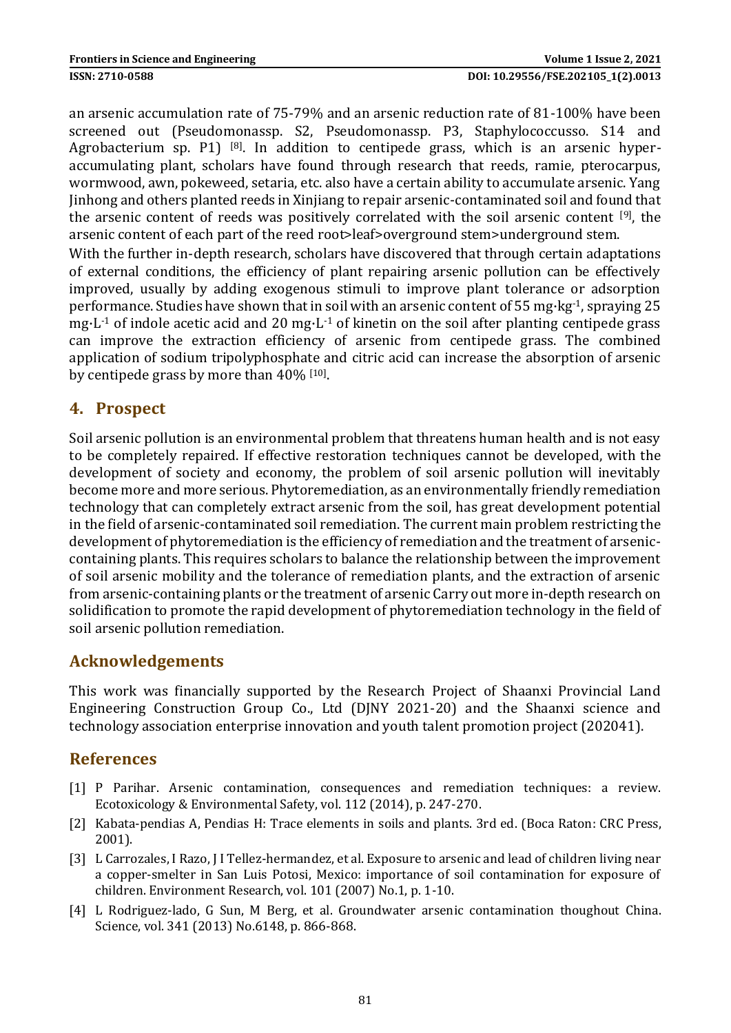an arsenic accumulation rate of 75-79% and an arsenic reduction rate of 81-100% have been screened out (Pseudomonassp. S2, Pseudomonassp. P3, Staphylococcusso. S14 and Agrobacterium sp. P1) [8]. In addition to centipede grass, which is an arsenic hyper-accumulating plant, scholars have found through research that reeds, ramie, pterocarpus, wormwood, awn, pokeweed, setaria, etc. also have a certain ability to accumulate arsenic. Yang Jinhong and others planted reeds in Xinjiang to repair arsenic-contaminated soil and found that the arsenic content of reeds was positively correlated with the soil arsenic content [9], the arsenic content of each part of the reed root>leaf>overground stem>underground stem.

With the further in-depth research, scholars have discovered that through certain adaptations of external conditions, the efficiency of plant repairing arsenic pollution can be effectively improved, usually by adding exogenous stimuli to improve plant tolerance or adsorption performance. Studies have shown that in soil with an arsenic content of 55 $mg \cdot kg^{-1}$, spraying 25 $mg \cdot L^{-1}$ of indole acetic acid and 20 $mg \cdot L^{-1}$ of kinetin on the soil after planting centipede grass can improve the extraction efficiency of arsenic from centipede grass. The combined application of sodium tripolyphosphate and citric acid can increase the absorption of arsenic by centipede grass by more than 40% [10].

## 4. Prospect

Soil arsenic pollution is an environmental problem that threatens human health and is not easy to be completely repaired. If effective restoration techniques cannot be developed, with the development of society and economy, the problem of soil arsenic pollution will inevitably become more and more serious. Phytoremediation, as an environmentally friendly remediation technology that can completely extract arsenic from the soil, has great development potential in the field of arsenic-contaminated soil remediation. The current main problem restricting the development of phytoremediation is the efficiency of remediation and the treatment of arsenic-containing plants. This requires scholars to balance the relationship between the improvement of soil arsenic mobility and the tolerance of remediation plants, and the extraction of arsenic from arsenic-containing plants or the treatment of arsenic Carry out more in-depth research on solidification to promote the rapid development of phytoremediation technology in the field of soil arsenic pollution remediation.

## Acknowledgements

This work was financially supported by the Research Project of Shaanxi Provincial Land Engineering Construction Group Co., Ltd (DJNY 2021-20) and the Shaanxi science and technology association enterprise innovation and youth talent promotion project (202041).

## References

[1] P Parihar. Arsenic contamination, consequences and remediation techniques: a review. Ecotoxicology & Environmental Safety, vol. 112 (2014), p. 247-270.

[2] Kabata-pendias A, Pendias H: Trace elements in soils and plants. 3rd ed. (Boca Raton: CRC Press, 2001).

[3] L Carrozales, I Razo, J I Tellez-hermandez, et al. Exposure to arsenic and lead of children living near a copper-smelter in San Luis Potosi, Mexico: importance of soil contamination for exposure of children. Environment Research, vol. 101 (2007) No.1, p. 1-10.

[4] L Rodriguez-lado, G Sun, M Berg, et al. Groundwater arsenic contamination thoughout China. Science, vol. 341 (2013) No.6148, p. 866-868.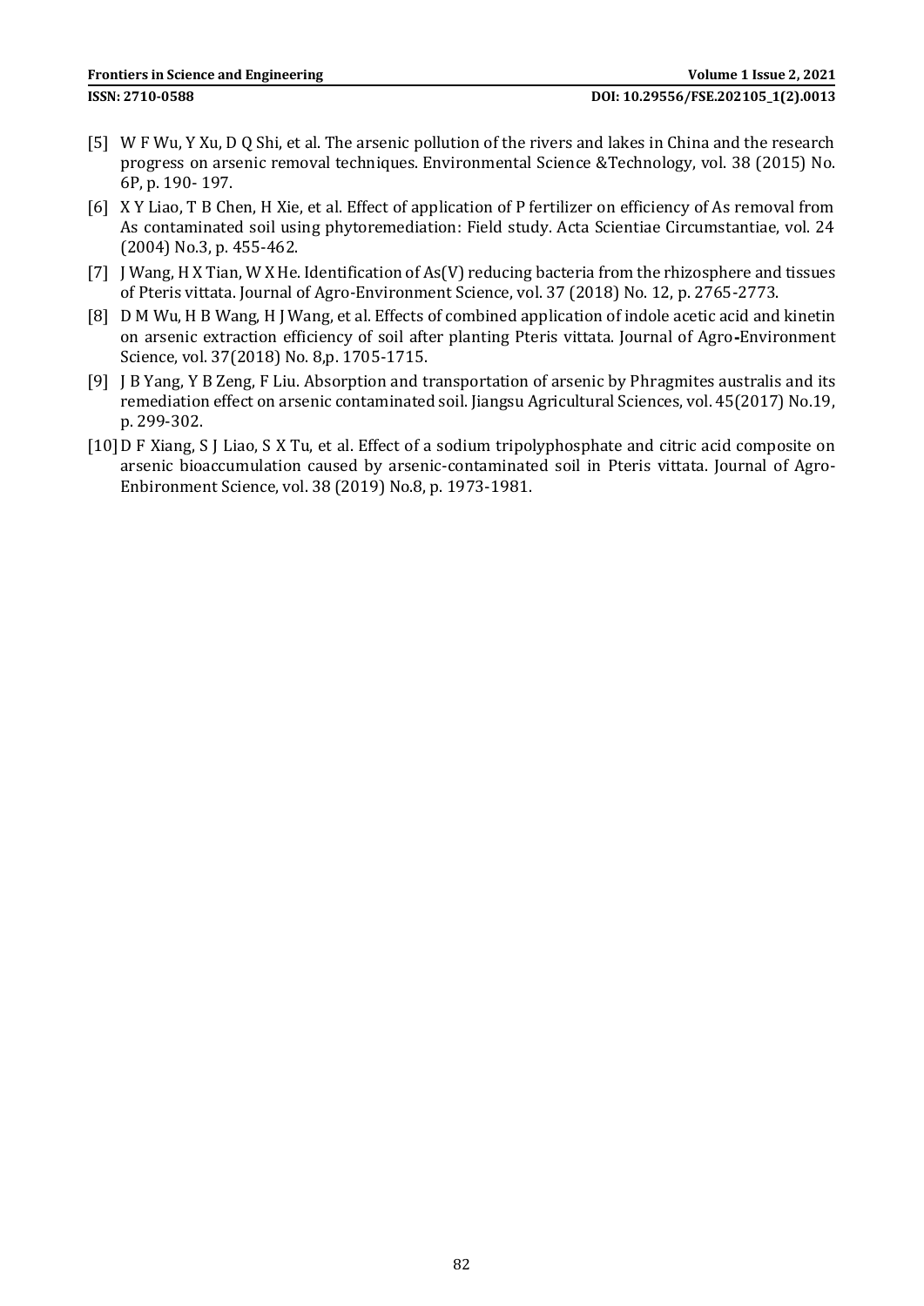[5] W F Wu, Y Xu, D Q Shi, et al. The arsenic pollution of the rivers and lakes in China and the research progress on arsenic removal techniques. Environmental Science &Technology, vol. 38 (2015) No. 6P, p. 190- 197.

[6] X Y Liao, T B Chen, H Xie, et al. Effect of application of P fertilizer on efficiency of As removal from As contaminated soil using phytoremediation: Field study. Acta Scientiae Circumstantiae, vol. 24 (2004) No.3, p. 455-462.

[7] J Wang, H X Tian, W X He. Identification of As(V) reducing bacteria from the rhizosphere and tissues of Pteris vittata. Journal of Agro-Environment Science, vol. 37 (2018) No. 12, p. 2765-2773.

[8] D M Wu, H B Wang, H J Wang, et al. Effects of combined application of indole acetic acid and kinetin on arsenic extraction efficiency of soil after planting Pteris vittata. Journal of Agro-Environment Science, vol. 37(2018) No. 8,p. 1705-1715.

[9] J B Yang, Y B Zeng, F Liu. Absorption and transportation of arsenic by Phragmites australis and its remediation effect on arsenic contaminated soil. Jiangsu Agricultural Sciences, vol. 45(2017) No.19, p. 299-302.

[10] D F Xiang, S J Liao, S X Tu, et al. Effect of a sodium tripolyphosphate and citric acid composite on arsenic bioaccumulation caused by arsenic-contaminated soil in Pteris vittata. Journal of Agro-Enbironment Science, vol. 38 (2019) No.8, p. 1973-1981.